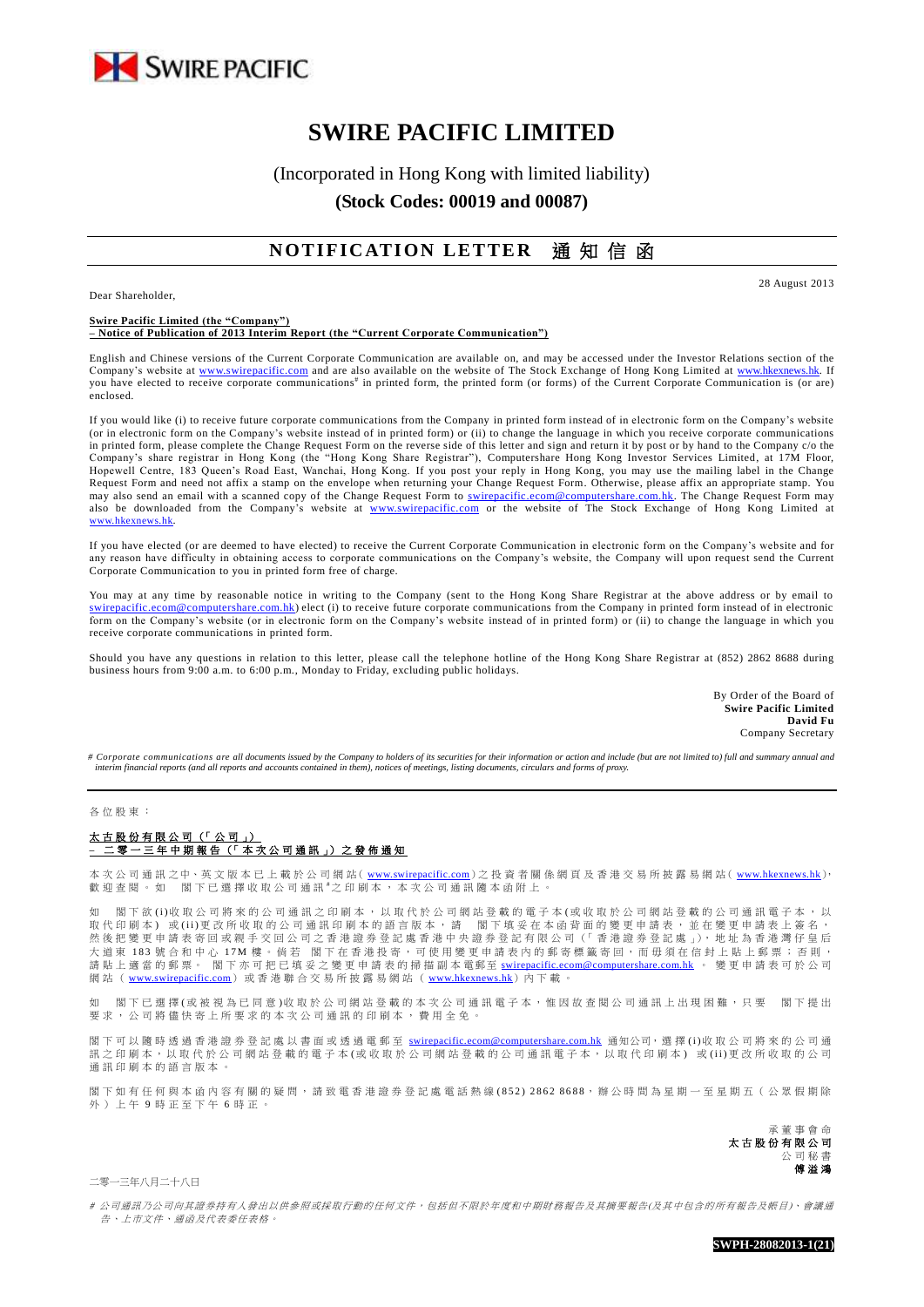# SWIRE PACIFIC LIMITED

(Incorporated in Hong Kong with limited liability)

**(Stock Codes: 00019 and 00087)**

## NOTIFICATION LETTER 通知信函

28 August 2013

Dear Shareholder,

**Swire Pacific Limited (the "Company")**
**– Notice of Publication of 2013 Interim Report (the "Current Corporate Communication")**

English and Chinese versions of the Current Corporate Communication are available on, and may be accessed under the Investor Relations section of the Company's website at www.swirepacific.com and are also available on the website of The Stock Exchange of Hong Kong Limited at www.hkexnews.hk. If you have elected to receive corporate communications# in printed form, the printed form (or forms) of the Current Corporate Communication is (or are) enclosed.

If you would like (i) to receive future corporate communications from the Company in printed form instead of in electronic form on the Company's website (or in electronic form on the Company's website instead of in printed form) or (ii) to change the language in which you receive corporate communications in printed form, please complete the Change Request Form on the reverse side of this letter and sign and return it by post or by hand to the Company c/o the Company's share registrar in Hong Kong (the "Hong Kong Share Registrar"), Computershare Hong Kong Investor Services Limited, at 17M Floor, Hopewell Centre, 183 Queen's Road East, Wanchai, Hong Kong. If you post your reply in Hong Kong, you may use the mailing label in the Change Request Form and need not affix a stamp on the envelope when returning your Change Request Form. Otherwise, please affix an appropriate stamp. You may also send an email with a scanned copy of the Change Request Form to swirepacific.ecom@computershare.com.hk. The Change Request Form may also be downloaded from the Company's website at www.swirepacific.com or the website of The Stock Exchange of Hong Kong Limited at www.hkexnews.hk.

If you have elected (or are deemed to have elected) to receive the Current Corporate Communication in electronic form on the Company's website and for any reason have difficulty in obtaining access to corporate communications on the Company's website, the Company will upon request send the Current Corporate Communication to you in printed form free of charge.

You may at any time by reasonable notice in writing to the Company (sent to the Hong Kong Share Registrar at the above address or by email to swirepacific.ecom@computershare.com.hk) elect (i) to receive future corporate communications from the Company in printed form instead of in electronic form on the Company's website (or in electronic form on the Company's website instead of in printed form) or (ii) to change the language in which you receive corporate communications in printed form.

Should you have any questions in relation to this letter, please call the telephone hotline of the Hong Kong Share Registrar at (852) 2862 8688 during business hours from 9:00 a.m. to 6:00 p.m., Monday to Friday, excluding public holidays.

By Order of the Board of
**Swire Pacific Limited**
**David Fu**
Company Secretary

*# Corporate communications are all documents issued by the Company to holders of its securities for their information or action and include (but are not limited to) full and summary annual and interim financial reports (and all reports and accounts contained in them), notices of meetings, listing documents, circulars and forms of proxy.*

---

各位股東：

**太古股份有限公司（「公司」）**
**– 二零一三年中期報告（「本次公司通訊」）之發佈通知**

本次公司通訊之中、英文版本已上載於公司網站(www.swirepacific.com)之投資者關係網頁及香港交易所披露易網站(www.hkexnews.hk)，歡迎查閱。如　閣下已選擇收取公司通訊#之印刷本，本次公司通訊隨本函附上。

如　閣下欲(i)收取公司將來的公司通訊之印刷本，以取代於公司網站登載的電子本(或收取於公司網站登載的公司通訊電子本，以取代印刷本)或(ii)更改所收取的公司通訊印刷本的語言版本，請　閣下填妥在本函背面的變更申請表，並在變更申請表上簽名，然後把變更申請表寄回或親手交回公司之香港證券登記處香港中央證券登記有限公司（「香港證券登記處」），地址為香港灣仔皇后大道東183號合和中心17M樓。倘若　閣下在香港投寄，可使用變更申請表內的郵寄標籤寄回，而毋須在信封上貼上郵票；否則，請貼上適當的郵票。　閣下亦可把已填妥之變更申請表的掃描副本電郵至 swirepacific.ecom@computershare.com.hk 。變更申請表可於公司網站(www.swirepacific.com)或香港聯合交易所披露易網站(www.hkexnews.hk)內下載。

如　閣下已選擇(或被視為已同意)收取於公司網站登載的本次公司通訊電子本，惟因故查閱公司通訊上出現困難，只要　閣下提出要求，公司將儘快寄上所要求的本次公司通訊的印刷本，費用全免。

閣下可以隨時透過香港證券登記處以書面或透過電郵至 swirepacific.ecom@computershare.com.hk 通知公司，選擇(i)收取公司將來的公司通訊之印刷本，以取代於公司網站登載的電子本(或收取於公司網站登載的公司通訊電子本，以取代印刷本)或(ii)更改所收取的公司通訊印刷本的語言版本。

閣下如有任何與本函內容有關的疑問，請致電香港證券登記處電話熱線(852) 2862 8688，辦公時間為星期一至星期五（公眾假期除外）上午9時正至下午6時正。

承董事會命
**太古股份有限公司**
公司秘書
**傅溢鴻**

二零一三年八月二十八日

*# 公司通訊乃公司向其證券持有人發出以供參照或採取行動的任何文件，包括但不限於年度和中期財務報告及其摘要報告(及其中包含的所有報告及帳目)、會議通告、上市文件、通函及代表委任表格。*

**SWPH-28082013-1(21)**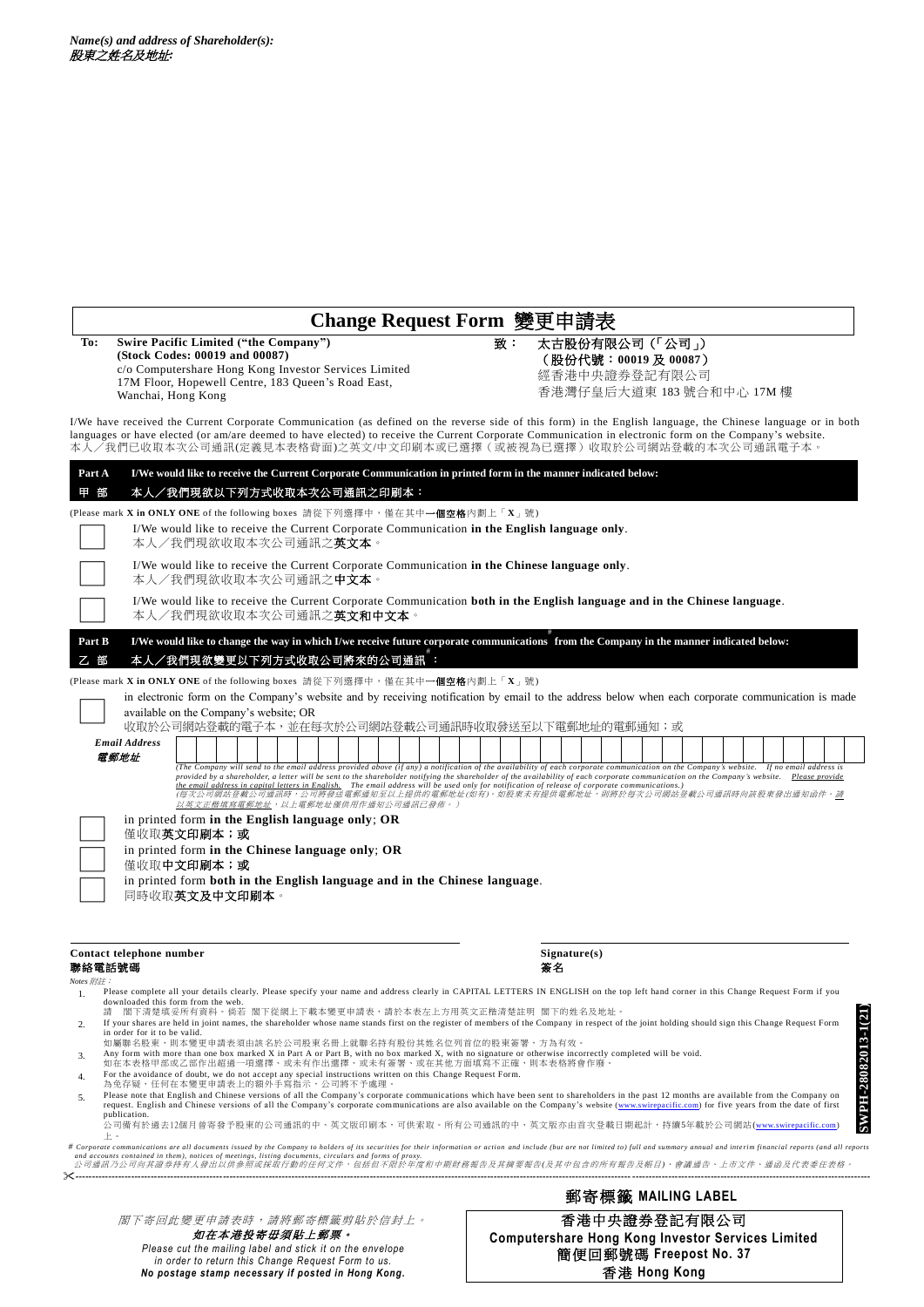*Name(s) and address of Shareholder(s):*
*股東之姓名及地址:*

# Change Request Form 變更申請表

**To:** **Swire Pacific Limited ("the Company")**
**(Stock Codes: 00019 and 00087)**
c/o Computershare Hong Kong Investor Services Limited
17M Floor, Hopewell Centre, 183 Queen's Road East,
Wanchai, Hong Kong

**致：** **太古股份有限公司（「公司」）**
**（股份代號：00019 及 00087）**
經香港中央證券登記有限公司
香港灣仔皇后大道東 183 號合和中心 17M 樓

I/We have received the Current Corporate Communication (as defined on the reverse side of this form) in the English language, the Chinese language or in both languages or have elected (or am/are deemed to have elected) to receive the Current Corporate Communication in electronic form on the Company's website.
本人／我們已收取本次公司通訊(定義見本表格背面)之英文/中文印刷本或已選擇（或被視為已選擇）收取於公司網站登載的本次公司通訊電子本。

## Part A I/We would like to receive the Current Corporate Communication in printed form in the manner indicated below:
## 甲 部 本人／我們現欲以下列方式收取本次公司通訊之印刷本：

(Please mark **X in ONLY ONE** of the following boxes 請從下列選擇中，僅在其中**一個空格**內劃上「**X**」號)

☐ I/We would like to receive the Current Corporate Communication **in the English language only**.
本人／我們現欲收取本次公司通訊之**英文本**。

☐ I/We would like to receive the Current Corporate Communication **in the Chinese language only**.
本人／我們現欲收取本次公司通訊之**中文本**。

☐ I/We would like to receive the Current Corporate Communication **both in the English language and in the Chinese language**.
本人／我們現欲收取本次公司通訊之**英文和中文本**。

## Part B I/We would like to change the way in which I/we receive future corporate communications# from the Company in the manner indicated below:
## 乙 部 本人／我們現欲變更以下列方式收取公司將來的公司通訊#：

(Please mark **X in ONLY ONE** of the following boxes 請從下列選擇中，僅在其中**一個空格**內劃上「**X**」號)

☐ in electronic form on the Company's website and by receiving notification by email to the address below when each corporate communication is made available on the Company's website; OR
收取於公司網站登載的電子本，並在每次於公司網站登載公司通訊時收取發送至以下電郵地址的電郵通知；或

***Email Address***
***電郵地址*** ______________________________

*(The Company will send to the email address provided above (if any) a notification of the availability of each corporate communication on the Company's website. If no email address is provided by a shareholder, a letter will be sent to the shareholder notifying the shareholder of the availability of each corporate communication on the Company's website. Please provide the email address in capital letters in English. The email address will be used only for notification of release of corporate communications.)*
*(每次公司網站登載公司通訊時，公司將發送電郵通知至以上提供的電郵地址(如有)。如股東未有提供電郵地址，則將於每次公司網站登載公司通訊時向該股東發出通知函件。請以英文正楷填寫電郵地址，以上電郵地址僅供用作通知公司通訊已發佈。)*

☐ in printed form **in the English language only**; **OR**
僅收取**英文印刷本；或**

☐ in printed form **in the Chinese language only**; **OR**
僅收取**中文印刷本；或**

☐ in printed form **both in the English language and in the Chinese language**.
同時收取**英文及中文印刷本**。

**Contact telephone number**
**聯絡電話號碼** ______________________________

**Signature(s)**
**簽名** ______________________________

*Notes 附註：*

1. Please complete all your details clearly. Please specify your name and address clearly in CAPITAL LETTERS IN ENGLISH on the top left hand corner in this Change Request Form if you downloaded this form from the web.
請 閣下清楚填妥所有資料。倘若 閣下從網上下載本變更申請表，請於本表左上方用英文正楷清楚註明 閣下的姓名及地址。
2. If your shares are held in joint names, the shareholder whose name stands first on the register of members of the Company in respect of the joint holding should sign this Change Request Form in order for it to be valid.
如屬聯名股東，則本變更申請表須由該名於公司股東名冊上就聯名持有股份其姓名位列首位的股東簽署，方為有效。
3. Any form with more than one box marked X in Part A or Part B, with no box marked X, with no signature or otherwise incorrectly completed will be void.
如在本表格甲部或乙部作出超過一項選擇、或未有作出選擇、或未有簽署、或在其他方面填寫不正確，則本表格將會作廢。
4. For the avoidance of doubt, we do not accept any special instructions written on this Change Request Form.
為免存疑，任何在本變更申請表上的額外手寫指示，公司將不予處理。
5. Please note that English and Chinese versions of all the Company's corporate communications which have been sent to shareholders in the past 12 months are available from the Company on request. English and Chinese versions of all the Company's corporate communications are also available on the Company's website (www.swirepacific.com) for five years from the date of first publication.
公司備有於過去12個月曾寄發予股東的公司通訊的中、英文版印刷本，可供索取。所有公司通訊的中、英文版亦由首次登載日期起計，持續5年載於公司網站(www.swirepacific.com)上。

\# *Corporate communications are all documents issued by the Company to holders of its securities for their information or action and include (but are not limited to) full and summary annual and interim financial reports (and all reports and accounts contained in them), notices of meetings, listing documents, circulars and forms of proxy.*
*公司通訊乃公司向其證券持有人發出以供參照或採取行動的任何文件，包括但不限於年度和中期財務報告及其摘要報告(及其中包含的所有報告及帳目)，會議通告，上市文件，通函及代表委任表格。*

SWPH-28082013-1(21)

---

閣下寄回此變更申請表時，請將郵寄標籤剪貼於信封上。
***如在本港投寄毋須貼上郵票。***
*Please cut the mailing label and stick it on the envelope in order to return this Change Request Form to us.*
***No postage stamp necessary if posted in Hong Kong.***

**郵寄標籤 MAILING LABEL**

**香港中央證券登記有限公司**
**Computershare Hong Kong Investor Services Limited**
**簡便回郵號碼 Freepost No. 37**
**香港 Hong Kong**